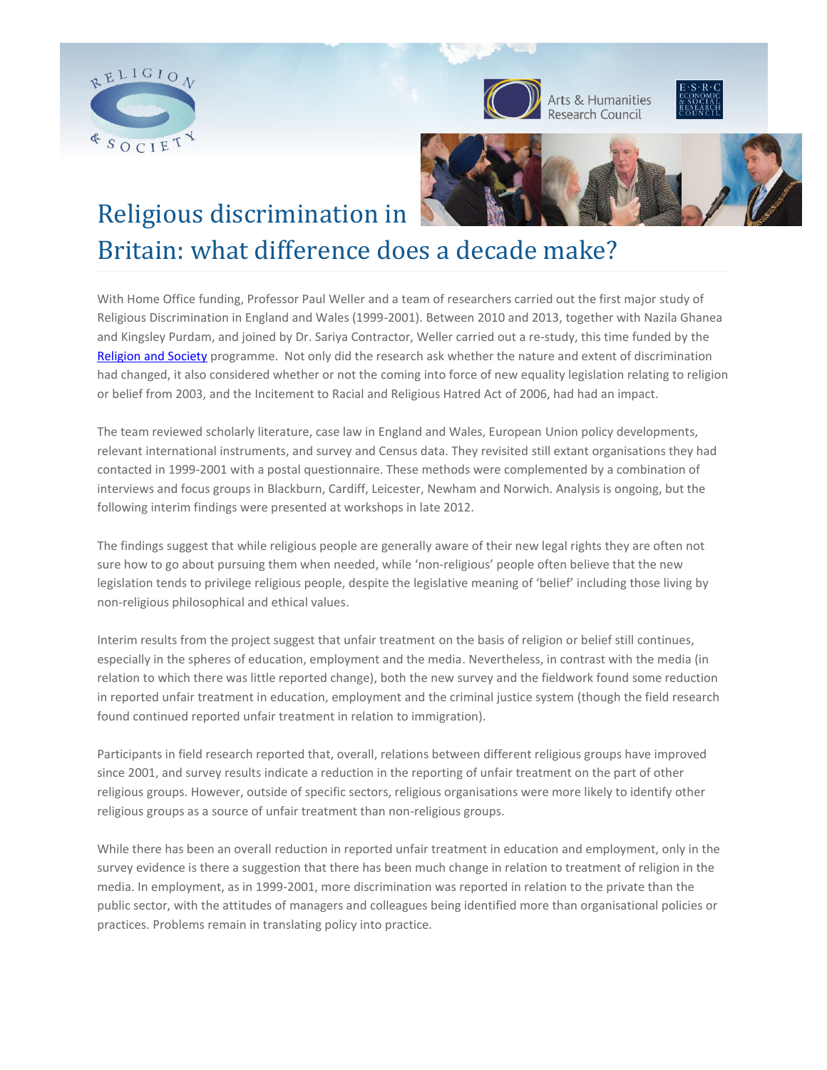# Religious discrimination in Britain: what difference does a decade make?

With Home Office funding, Professor Paul Weller and a team of researchers carried out the first major study of Religious Discrimination in England and Wales (1999-2001). Between 2010 and 2013, together with Nazila Ghanea and Kingsley Purdam, and joined by Dr. Sariya Contractor, Weller carried out a re-study, this time funded by the Religion and Society programme. Not only did the research ask whether the nature and extent of discrimination had changed, it also considered whether or not the coming into force of new equality legislation relating to religion or belief from 2003, and the Incitement to Racial and Religious Hatred Act of 2006, had had an impact.

The team reviewed scholarly literature, case law in England and Wales, European Union policy developments, relevant international instruments, and survey and Census data. They revisited still extant organisations they had contacted in 1999-2001 with a postal questionnaire. These methods were complemented by a combination of interviews and focus groups in Blackburn, Cardiff, Leicester, Newham and Norwich. Analysis is ongoing, but the following interim findings were presented at workshops in late 2012.

The findings suggest that while religious people are generally aware of their new legal rights they are often not sure how to go about pursuing them when needed, while 'non-religious' people often believe that the new legislation tends to privilege religious people, despite the legislative meaning of 'belief' including those living by non-religious philosophical and ethical values.

Interim results from the project suggest that unfair treatment on the basis of religion or belief still continues, especially in the spheres of education, employment and the media. Nevertheless, in contrast with the media (in relation to which there was little reported change), both the new survey and the fieldwork found some reduction in reported unfair treatment in education, employment and the criminal justice system (though the field research found continued reported unfair treatment in relation to immigration).

Participants in field research reported that, overall, relations between different religious groups have improved since 2001, and survey results indicate a reduction in the reporting of unfair treatment on the part of other religious groups. However, outside of specific sectors, religious organisations were more likely to identify other religious groups as a source of unfair treatment than non-religious groups.

While there has been an overall reduction in reported unfair treatment in education and employment, only in the survey evidence is there a suggestion that there has been much change in relation to treatment of religion in the media. In employment, as in 1999-2001, more discrimination was reported in relation to the private than the public sector, with the attitudes of managers and colleagues being identified more than organisational policies or practices. Problems remain in translating policy into practice.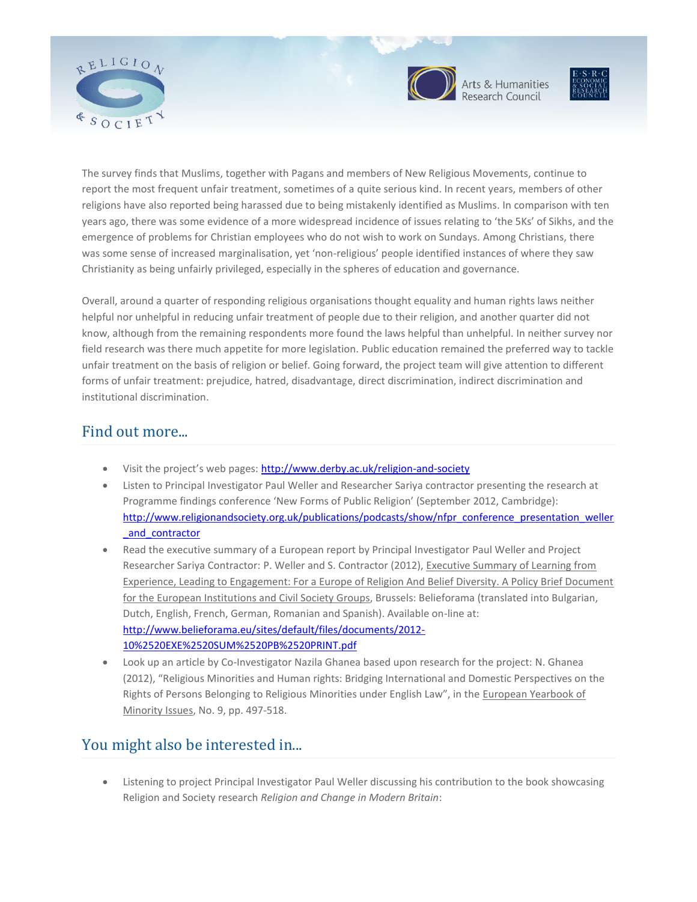The survey finds that Muslims, together with Pagans and members of New Religious Movements, continue to report the most frequent unfair treatment, sometimes of a quite serious kind. In recent years, members of other religions have also reported being harassed due to being mistakenly identified as Muslims. In comparison with ten years ago, there was some evidence of a more widespread incidence of issues relating to 'the 5Ks' of Sikhs, and the emergence of problems for Christian employees who do not wish to work on Sundays. Among Christians, there was some sense of increased marginalisation, yet 'non-religious' people identified instances of where they saw Christianity as being unfairly privileged, especially in the spheres of education and governance.

Overall, around a quarter of responding religious organisations thought equality and human rights laws neither helpful nor unhelpful in reducing unfair treatment of people due to their religion, and another quarter did not know, although from the remaining respondents more found the laws helpful than unhelpful. In neither survey nor field research was there much appetite for more legislation. Public education remained the preferred way to tackle unfair treatment on the basis of religion or belief. Going forward, the project team will give attention to different forms of unfair treatment: prejudice, hatred, disadvantage, direct discrimination, indirect discrimination and institutional discrimination.

## Find out more...

- Visit the project's web pages: http://www.derby.ac.uk/religion-and-society
- Listen to Principal Investigator Paul Weller and Researcher Sariya contractor presenting the research at Programme findings conference 'New Forms of Public Religion' (September 2012, Cambridge): http://www.religionandsociety.org.uk/publications/podcasts/show/nfpr_conference_presentation_weller_and_contractor
- Read the executive summary of a European report by Principal Investigator Paul Weller and Project Researcher Sariya Contractor: P. Weller and S. Contractor (2012), Executive Summary of Learning from Experience, Leading to Engagement: For a Europe of Religion And Belief Diversity. A Policy Brief Document for the European Institutions and Civil Society Groups, Brussels: Belieforama (translated into Bulgarian, Dutch, English, French, German, Romanian and Spanish). Available on-line at: http://www.belieforama.eu/sites/default/files/documents/2012-10%2520EXE%2520SUM%2520PB%2520PRINT.pdf
- Look up an article by Co-Investigator Nazila Ghanea based upon research for the project: N. Ghanea (2012), "Religious Minorities and Human rights: Bridging International and Domestic Perspectives on the Rights of Persons Belonging to Religious Minorities under English Law", in the European Yearbook of Minority Issues, No. 9, pp. 497-518.

## You might also be interested in...

- Listening to project Principal Investigator Paul Weller discussing his contribution to the book showcasing Religion and Society research *Religion and Change in Modern Britain*: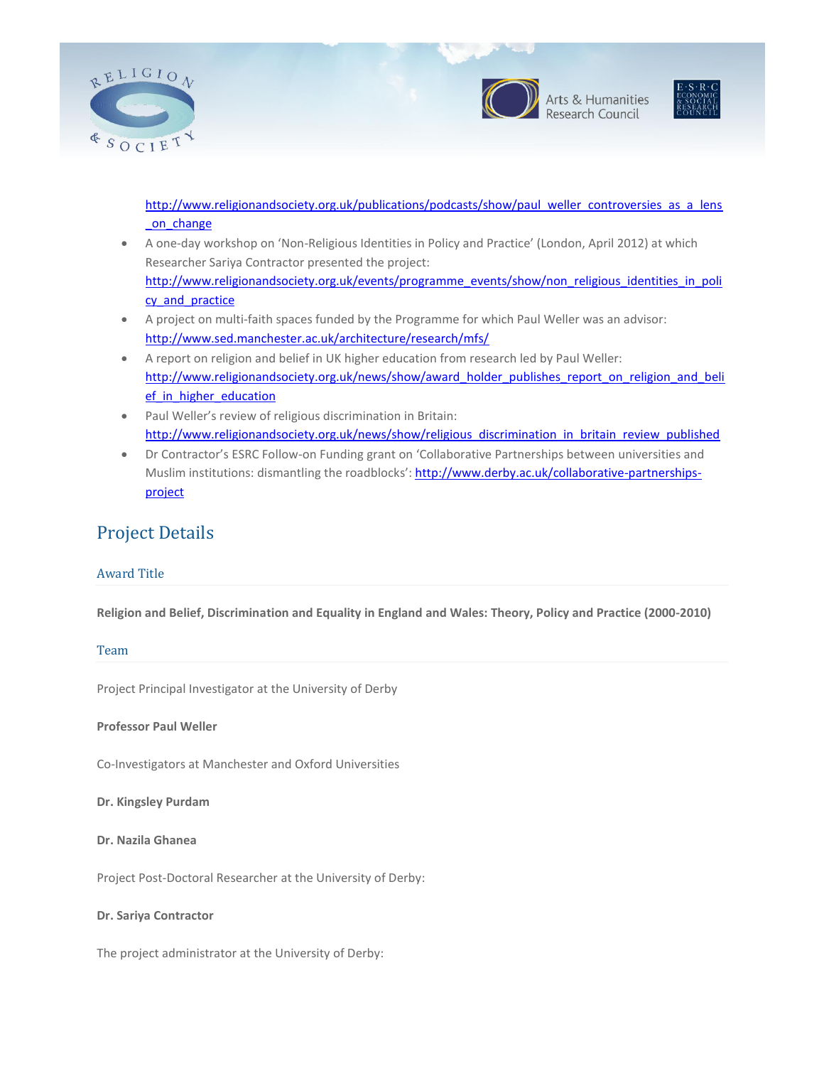http://www.religionandsociety.org.uk/publications/podcasts/show/paul_weller_controversies_as_a_lens_on_change

- A one-day workshop on 'Non-Religious Identities in Policy and Practice' (London, April 2012) at which Researcher Sariya Contractor presented the project: http://www.religionandsociety.org.uk/events/programme_events/show/non_religious_identities_in_policy_and_practice
- A project on multi-faith spaces funded by the Programme for which Paul Weller was an advisor: http://www.sed.manchester.ac.uk/architecture/research/mfs/
- A report on religion and belief in UK higher education from research led by Paul Weller: http://www.religionandsociety.org.uk/news/show/award_holder_publishes_report_on_religion_and_belief_in_higher_education
- Paul Weller's review of religious discrimination in Britain: http://www.religionandsociety.org.uk/news/show/religious_discrimination_in_britain_review_published
- Dr Contractor's ESRC Follow-on Funding grant on 'Collaborative Partnerships between universities and Muslim institutions: dismantling the roadblocks': http://www.derby.ac.uk/collaborative-partnerships-project

## Project Details

### Award Title

**Religion and Belief, Discrimination and Equality in England and Wales: Theory, Policy and Practice (2000-2010)**

### Team

Project Principal Investigator at the University of Derby

**Professor Paul Weller**

Co-Investigators at Manchester and Oxford Universities

**Dr. Kingsley Purdam**

**Dr. Nazila Ghanea**

Project Post-Doctoral Researcher at the University of Derby:

**Dr. Sariya Contractor**

The project administrator at the University of Derby: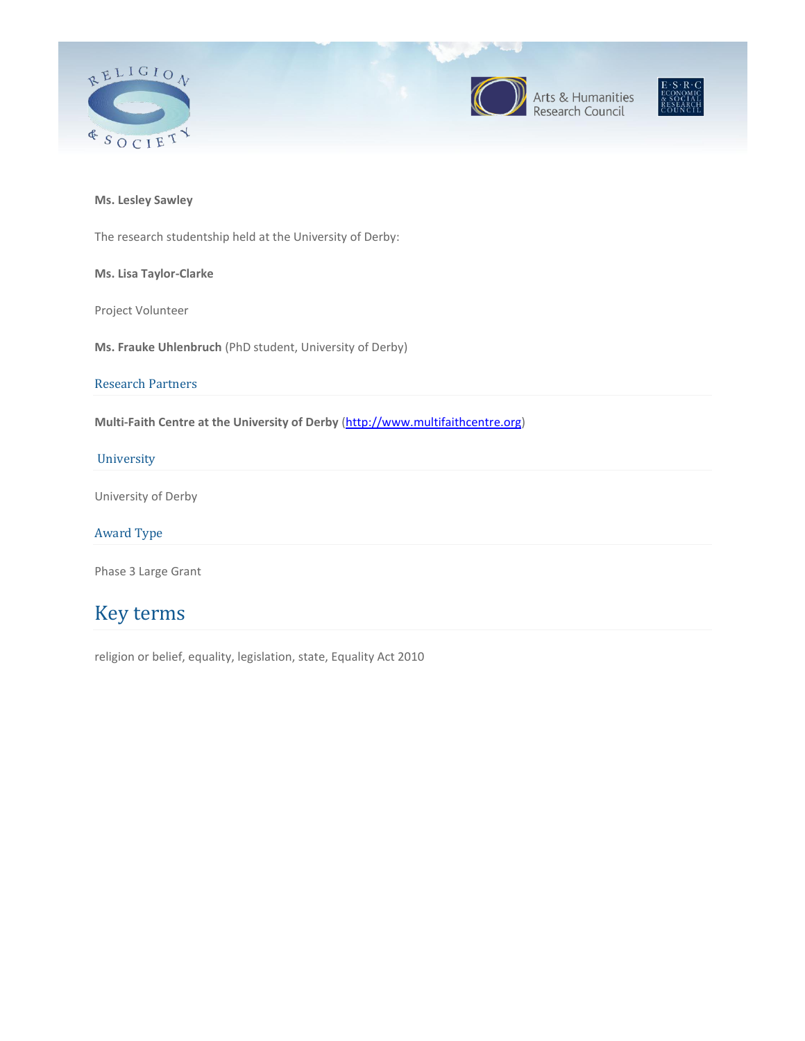**Ms. Lesley Sawley**

The research studentship held at the University of Derby:

**Ms. Lisa Taylor-Clarke**

Project Volunteer

**Ms. Frauke Uhlenbruch** (PhD student, University of Derby)

### Research Partners

**Multi-Faith Centre at the University of Derby** ([http://www.multifaithcentre.org](http://www.multifaithcentre.org))

### University

University of Derby

### Award Type

Phase 3 Large Grant

## Key terms

religion or belief, equality, legislation, state, Equality Act 2010